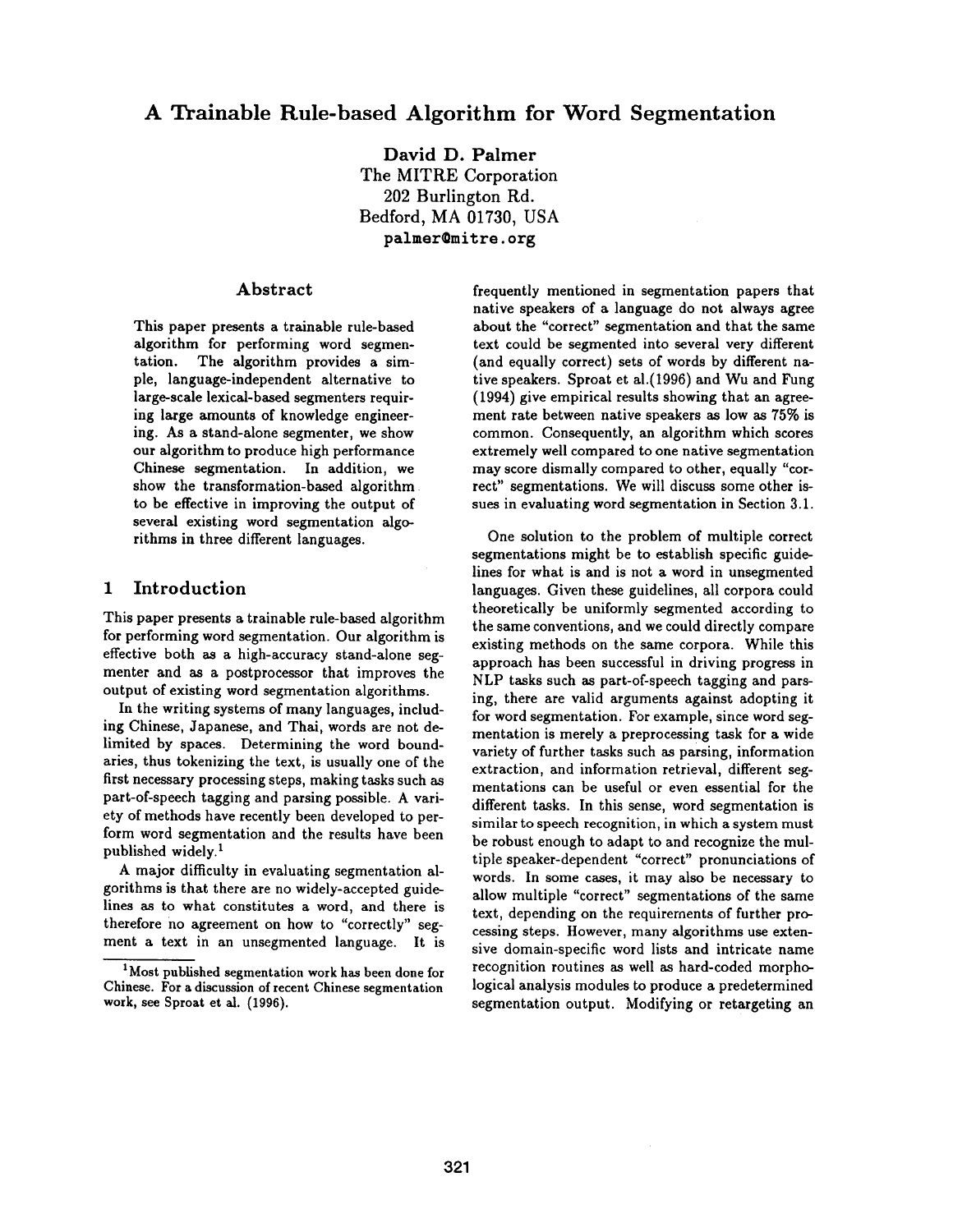# A Trainable Rule-based Algorithm for Word Segmentation

**David D. Palmer**
The MITRE Corporation
202 Burlington Rd.
Bedford, MA 01730, USA
palmer@mitre.org

## Abstract

This paper presents a trainable rule-based algorithm for performing word segmentation. The algorithm provides a simple, language-independent alternative to large-scale lexical-based segmenters requiring large amounts of knowledge engineering. As a stand-alone segmenter, we show our algorithm to produce high performance Chinese segmentation. In addition, we show the transformation-based algorithm to be effective in improving the output of several existing word segmentation algorithms in three different languages.

## 1 Introduction

This paper presents a trainable rule-based algorithm for performing word segmentation. Our algorithm is effective both as a high-accuracy stand-alone segmenter and as a postprocessor that improves the output of existing word segmentation algorithms.

In the writing systems of many languages, including Chinese, Japanese, and Thai, words are not delimited by spaces. Determining the word boundaries, thus tokenizing the text, is usually one of the first necessary processing steps, making tasks such as part-of-speech tagging and parsing possible. A variety of methods have recently been developed to perform word segmentation and the results have been published widely.[1]

A major difficulty in evaluating segmentation algorithms is that there are no widely-accepted guidelines as to what constitutes a word, and there is therefore no agreement on how to "correctly" segment a text in an unsegmented language. It is frequently mentioned in segmentation papers that native speakers of a language do not always agree about the "correct" segmentation and that the same text could be segmented into several very different (and equally correct) sets of words by different native speakers. Sproat et al.(1996) and Wu and Fung (1994) give empirical results showing that an agreement rate between native speakers as low as 75% is common. Consequently, an algorithm which scores extremely well compared to one native segmentation may score dismally compared to other, equally "correct" segmentations. We will discuss some other issues in evaluating word segmentation in Section 3.1.

One solution to the problem of multiple correct segmentations might be to establish specific guidelines for what is and is not a word in unsegmented languages. Given these guidelines, all corpora could theoretically be uniformly segmented according to the same conventions, and we could directly compare existing methods on the same corpora. While this approach has been successful in driving progress in NLP tasks such as part-of-speech tagging and parsing, there are valid arguments against adopting it for word segmentation. For example, since word segmentation is merely a preprocessing task for a wide variety of further tasks such as parsing, information extraction, and information retrieval, different segmentations can be useful or even essential for the different tasks. In this sense, word segmentation is similar to speech recognition, in which a system must be robust enough to adapt to and recognize the multiple speaker-dependent "correct" pronunciations of words. In some cases, it may also be necessary to allow multiple "correct" segmentations of the same text, depending on the requirements of further processing steps. However, many algorithms use extensive domain-specific word lists and intricate name recognition routines as well as hard-coded morphological analysis modules to produce a predetermined segmentation output. Modifying or retargeting an

[1] Most published segmentation work has been done for Chinese. For a discussion of recent Chinese segmentation work, see Sproat et al. (1996).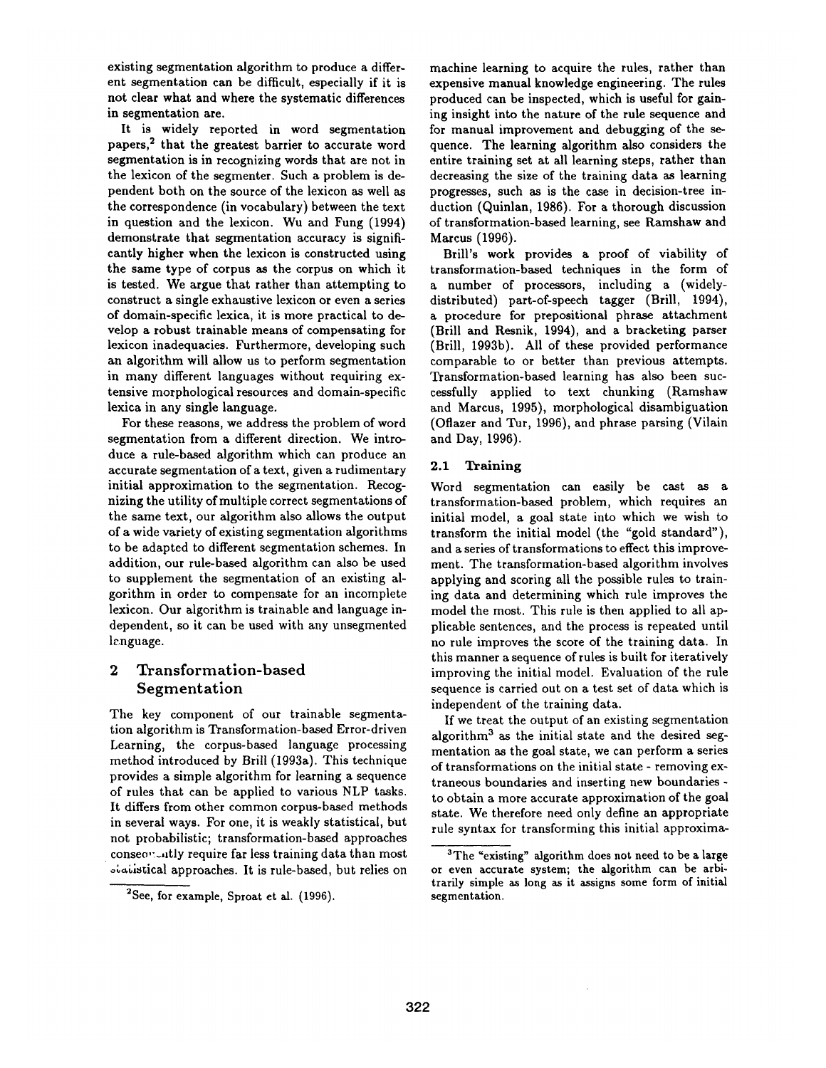existing segmentation algorithm to produce a different segmentation can be difficult, especially if it is not clear what and where the systematic differences in segmentation are.

It is widely reported in word segmentation papers,[2] that the greatest barrier to accurate word segmentation is in recognizing words that are not in the lexicon of the segmenter. Such a problem is dependent both on the source of the lexicon as well as the correspondence (in vocabulary) between the text in question and the lexicon. Wu and Fung (1994) demonstrate that segmentation accuracy is significantly higher when the lexicon is constructed using the same type of corpus as the corpus on which it is tested. We argue that rather than attempting to construct a single exhaustive lexicon or even a series of domain-specific lexica, it is more practical to develop a robust trainable means of compensating for lexicon inadequacies. Furthermore, developing such an algorithm will allow us to perform segmentation in many different languages without requiring extensive morphological resources and domain-specific lexica in any single language.

For these reasons, we address the problem of word segmentation from a different direction. We introduce a rule-based algorithm which can produce an accurate segmentation of a text, given a rudimentary initial approximation to the segmentation. Recognizing the utility of multiple correct segmentations of the same text, our algorithm also allows the output of a wide variety of existing segmentation algorithms to be adapted to different segmentation schemes. In addition, our rule-based algorithm can also be used to supplement the segmentation of an existing algorithm in order to compensate for an incomplete lexicon. Our algorithm is trainable and language independent, so it can be used with any unsegmented language.

## 2 Transformation-based Segmentation

The key component of our trainable segmentation algorithm is Transformation-based Error-driven Learning, the corpus-based language processing method introduced by Brill (1993a). This technique provides a simple algorithm for learning a sequence of rules that can be applied to various NLP tasks. It differs from other common corpus-based methods in several ways. For one, it is weakly statistical, but not probabilistic; transformation-based approaches consequently require far less training data than most statistical approaches. It is rule-based, but relies on machine learning to acquire the rules, rather than expensive manual knowledge engineering. The rules produced can be inspected, which is useful for gaining insight into the nature of the rule sequence and for manual improvement and debugging of the sequence. The learning algorithm also considers the entire training set at all learning steps, rather than decreasing the size of the training data as learning progresses, such as is the case in decision-tree induction (Quinlan, 1986). For a thorough discussion of transformation-based learning, see Ramshaw and Marcus (1996).

Brill's work provides a proof of viability of transformation-based techniques in the form of a number of processors, including a (widely-distributed) part-of-speech tagger (Brill, 1994), a procedure for prepositional phrase attachment (Brill and Resnik, 1994), and a bracketing parser (Brill, 1993b). All of these provided performance comparable to or better than previous attempts. Transformation-based learning has also been successfully applied to text chunking (Ramshaw and Marcus, 1995), morphological disambiguation (Oflazer and Tur, 1996), and phrase parsing (Vilain and Day, 1996).

### 2.1 Training

Word segmentation can easily be cast as a transformation-based problem, which requires an initial model, a goal state into which we wish to transform the initial model (the "gold standard"), and a series of transformations to effect this improvement. The transformation-based algorithm involves applying and scoring all the possible rules to training data and determining which rule improves the model the most. This rule is then applied to all applicable sentences, and the process is repeated until no rule improves the score of the training data. In this manner a sequence of rules is built for iteratively improving the initial model. Evaluation of the rule sequence is carried out on a test set of data which is independent of the training data.

If we treat the output of an existing segmentation algorithm[3] as the initial state and the desired segmentation as the goal state, we can perform a series of transformations on the initial state - removing extraneous boundaries and inserting new boundaries - to obtain a more accurate approximation of the goal state. We therefore need only define an appropriate rule syntax for transforming this initial approxima-

[2] See, for example, Sproat et al. (1996).

[3] The "existing" algorithm does not need to be a large or even accurate system; the algorithm can be arbitrarily simple as long as it assigns some form of initial segmentation.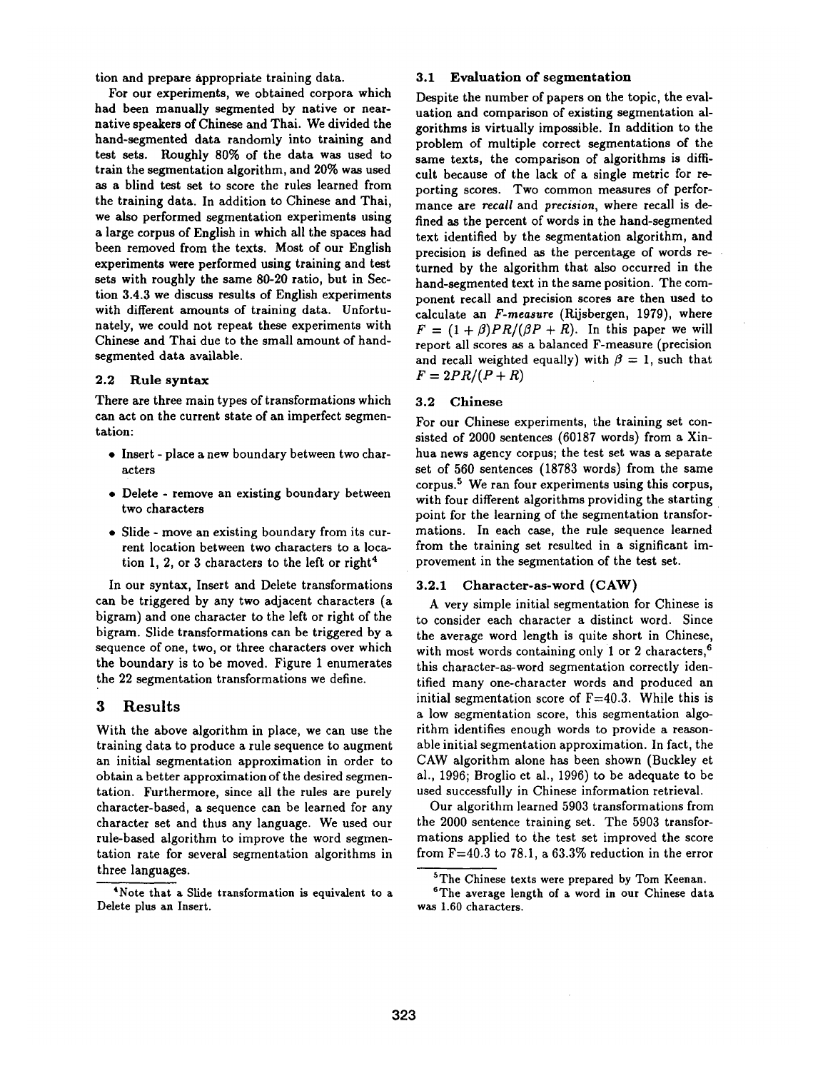tion and prepare appropriate training data.

For our experiments, we obtained corpora which had been manually segmented by native or near-native speakers of Chinese and Thai. We divided the hand-segmented data randomly into training and test sets. Roughly 80% of the data was used to train the segmentation algorithm, and 20% was used as a blind test set to score the rules learned from the training data. In addition to Chinese and Thai, we also performed segmentation experiments using a large corpus of English in which all the spaces had been removed from the texts. Most of our English experiments were performed using training and test sets with roughly the same 80-20 ratio, but in Section 3.4.3 we discuss results of English experiments with different amounts of training data. Unfortunately, we could not repeat these experiments with Chinese and Thai due to the small amount of hand-segmented data available.

### 2.2 Rule syntax

There are three main types of transformations which can act on the current state of an imperfect segmentation:

- Insert - place a new boundary between two characters
- Delete - remove an existing boundary between two characters
- Slide - move an existing boundary from its current location between two characters to a location 1, 2, or 3 characters to the left or right[4]

In our syntax, Insert and Delete transformations can be triggered by any two adjacent characters (a bigram) and one character to the left or right of the bigram. Slide transformations can be triggered by a sequence of one, two, or three characters over which the boundary is to be moved. Figure 1 enumerates the 22 segmentation transformations we define.

## 3 Results

With the above algorithm in place, we can use the training data to produce a rule sequence to augment an initial segmentation approximation in order to obtain a better approximation of the desired segmentation. Furthermore, since all the rules are purely character-based, a sequence can be learned for any character set and thus any language. We used our rule-based algorithm to improve the word segmentation rate for several segmentation algorithms in three languages.

[4]Note that a Slide transformation is equivalent to a Delete plus an Insert.

### 3.1 Evaluation of segmentation

Despite the number of papers on the topic, the evaluation and comparison of existing segmentation algorithms is virtually impossible. In addition to the problem of multiple correct segmentations of the same texts, the comparison of algorithms is difficult because of the lack of a single metric for reporting scores. Two common measures of performance are *recall* and *precision*, where recall is defined as the percent of words in the hand-segmented text identified by the segmentation algorithm, and precision is defined as the percentage of words returned by the algorithm that also occurred in the hand-segmented text in the same position. The component recall and precision scores are then used to calculate an *F-measure* (Rijsbergen, 1979), where $F = (1+\beta)PR/(\beta P + R)$. In this paper we will report all scores as a balanced F-measure (precision and recall weighted equally) with $\beta = 1$, such that $F = 2PR/(P + R)$

### 3.2 Chinese

For our Chinese experiments, the training set consisted of 2000 sentences (60187 words) from a Xinhua news agency corpus; the test set was a separate set of 560 sentences (18783 words) from the same corpus.[5] We ran four experiments using this corpus, with four different algorithms providing the starting point for the learning of the segmentation transformations. In each case, the rule sequence learned from the training set resulted in a significant improvement in the segmentation of the test set.

#### 3.2.1 Character-as-word (CAW)

A very simple initial segmentation for Chinese is to consider each character a distinct word. Since the average word length is quite short in Chinese, with most words containing only 1 or 2 characters,[6] this character-as-word segmentation correctly identified many one-character words and produced an initial segmentation score of F=40.3. While this is a low segmentation score, this segmentation algorithm identifies enough words to provide a reasonable initial segmentation approximation. In fact, the CAW algorithm alone has been shown (Buckley et al., 1996; Broglio et al., 1996) to be adequate to be used successfully in Chinese information retrieval.

Our algorithm learned 5903 transformations from the 2000 sentence training set. The 5903 transformations applied to the test set improved the score from F=40.3 to 78.1, a 63.3% reduction in the error

[5]The Chinese texts were prepared by Tom Keenan.

[6]The average length of a word in our Chinese data was 1.60 characters.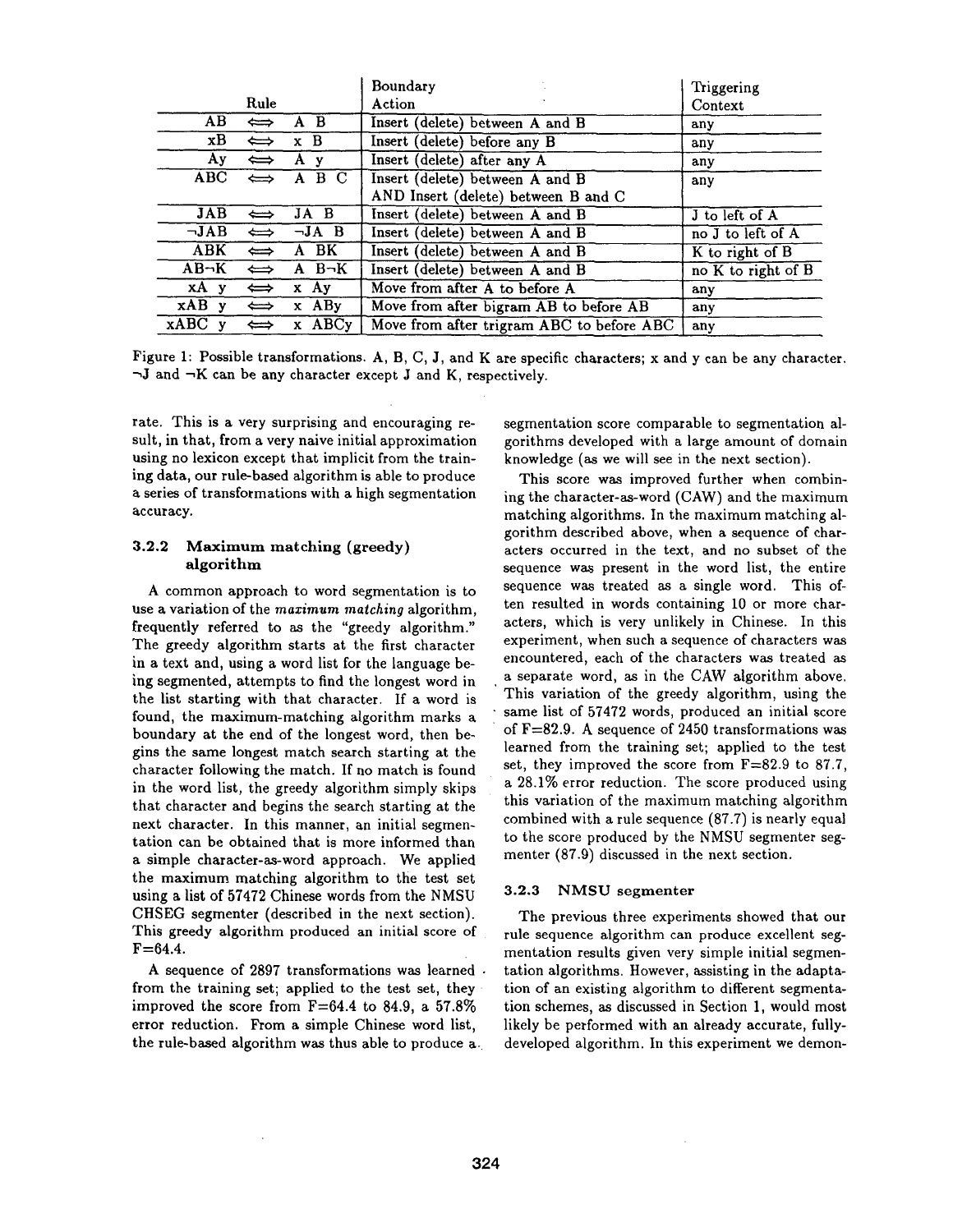| Rule | | | Boundary Action | Triggering Context |
|---|---|---|---|---|
| AB | ⟺ | A B | Insert (delete) between A and B | any |
| xB | ⟺ | x B | Insert (delete) before any B | any |
| Ay | ⟺ | A y | Insert (delete) after any A | any |
| ABC | ⟺ | A B C | Insert (delete) between A and B AND Insert (delete) between B and C | any |
| JAB | ⟺ | JA B | Insert (delete) between A and B | J to left of A |
| ¬JAB | ⟺ | ¬JA B | Insert (delete) between A and B | no J to left of A |
| ABK | ⟺ | A BK | Insert (delete) between A and B | K to right of B |
| AB¬K | ⟺ | A B¬K | Insert (delete) between A and B | no K to right of B |
| xA y | ⟺ | x Ay | Move from after A to before A | any |
| xAB y | ⟺ | x ABy | Move from after bigram AB to before AB | any |
| xABC y | ⟺ | x ABCy | Move from after trigram ABC to before ABC | any |

Figure 1: Possible transformations. A, B, C, J, and K are specific characters; x and y can be any character. ¬J and ¬K can be any character except J and K, respectively.

rate. This is a very surprising and encouraging result, in that, from a very naive initial approximation using no lexicon except that implicit from the training data, our rule-based algorithm is able to produce a series of transformations with a high segmentation accuracy.

#### 3.2.2 Maximum matching (greedy) algorithm

A common approach to word segmentation is to use a variation of the *maximum matching* algorithm, frequently referred to as the "greedy algorithm." The greedy algorithm starts at the first character in a text and, using a word list for the language being segmented, attempts to find the longest word in the list starting with that character. If a word is found, the maximum-matching algorithm marks a boundary at the end of the longest word, then begins the same longest match search starting at the character following the match. If no match is found in the word list, the greedy algorithm simply skips that character and begins the search starting at the next character. In this manner, an initial segmentation can be obtained that is more informed than a simple character-as-word approach. We applied the maximum matching algorithm to the test set using a list of 57472 Chinese words from the NMSU CHSEG segmenter (described in the next section). This greedy algorithm produced an initial score of F=64.4.

A sequence of 2897 transformations was learned from the training set; applied to the test set, they improved the score from F=64.4 to 84.9, a 57.8% error reduction. From a simple Chinese word list, the rule-based algorithm was thus able to produce a segmentation score comparable to segmentation algorithms developed with a large amount of domain knowledge (as we will see in the next section).

This score was improved further when combining the character-as-word (CAW) and the maximum matching algorithms. In the maximum matching algorithm described above, when a sequence of characters occurred in the text, and no subset of the sequence was present in the word list, the entire sequence was treated as a single word. This often resulted in words containing 10 or more characters, which is very unlikely in Chinese. In this experiment, when such a sequence of characters was encountered, each of the characters was treated as a separate word, as in the CAW algorithm above. This variation of the greedy algorithm, using the same list of 57472 words, produced an initial score of F=82.9. A sequence of 2450 transformations was learned from the training set; applied to the test set, they improved the score from F=82.9 to 87.7, a 28.1% error reduction. The score produced using this variation of the maximum matching algorithm combined with a rule sequence (87.7) is nearly equal to the score produced by the NMSU segmenter segmenter (87.9) discussed in the next section.

#### 3.2.3 NMSU segmenter

The previous three experiments showed that our rule sequence algorithm can produce excellent segmentation results given very simple initial segmentation algorithms. However, assisting in the adaptation of an existing algorithm to different segmentation schemes, as discussed in Section 1, would most likely be performed with an already accurate, fully-developed algorithm. In this experiment we demon-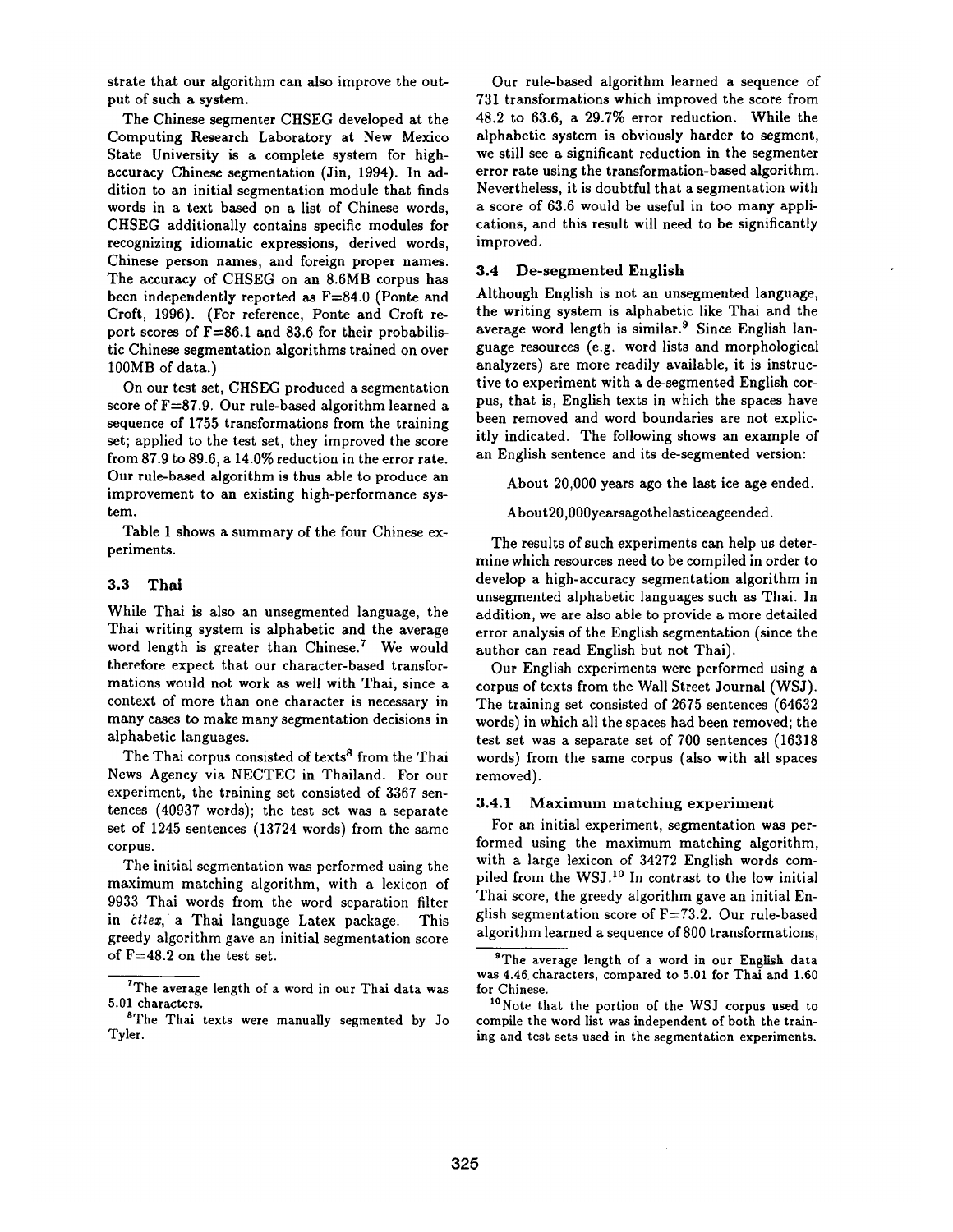strate that our algorithm can also improve the output of such a system.

The Chinese segmenter CHSEG developed at the Computing Research Laboratory at New Mexico State University is a complete system for high-accuracy Chinese segmentation (Jin, 1994). In addition to an initial segmentation module that finds words in a text based on a list of Chinese words, CHSEG additionally contains specific modules for recognizing idiomatic expressions, derived words, Chinese person names, and foreign proper names. The accuracy of CHSEG on an 8.6MB corpus has been independently reported as F=84.0 (Ponte and Croft, 1996). (For reference, Ponte and Croft report scores of F=86.1 and 83.6 for their probabilistic Chinese segmentation algorithms trained on over 100MB of data.)

On our test set, CHSEG produced a segmentation score of F=87.9. Our rule-based algorithm learned a sequence of 1755 transformations from the training set; applied to the test set, they improved the score from 87.9 to 89.6, a 14.0% reduction in the error rate. Our rule-based algorithm is thus able to produce an improvement to an existing high-performance system.

Table 1 shows a summary of the four Chinese experiments.

### 3.3 Thai

While Thai is also an unsegmented language, the Thai writing system is alphabetic and the average word length is greater than Chinese.[7] We would therefore expect that our character-based transformations would not work as well with Thai, since a context of more than one character is necessary in many cases to make many segmentation decisions in alphabetic languages.

The Thai corpus consisted of texts[8] from the Thai News Agency via NECTEC in Thailand. For our experiment, the training set consisted of 3367 sentences (40937 words); the test set was a separate set of 1245 sentences (13724 words) from the same corpus.

The initial segmentation was performed using the maximum matching algorithm, with a lexicon of 9933 Thai words from the word separation filter in *cttex*, a Thai language Latex package. This greedy algorithm gave an initial segmentation score of F=48.2 on the test set.

Our rule-based algorithm learned a sequence of 731 transformations which improved the score from 48.2 to 63.6, a 29.7% error reduction. While the alphabetic system is obviously harder to segment, we still see a significant reduction in the segmenter error rate using the transformation-based algorithm. Nevertheless, it is doubtful that a segmentation with a score of 63.6 would be useful in too many applications, and this result will need to be significantly improved.

### 3.4 De-segmented English

Although English is not an unsegmented language, the writing system is alphabetic like Thai and the average word length is similar.[9] Since English language resources (e.g. word lists and morphological analyzers) are more readily available, it is instructive to experiment with a de-segmented English corpus, that is, English texts in which the spaces have been removed and word boundaries are not explicitly indicated. The following shows an example of an English sentence and its de-segmented version:

About 20,000 years ago the last ice age ended.

About20,000yearsagothelasticeageended.

The results of such experiments can help us determine which resources need to be compiled in order to develop a high-accuracy segmentation algorithm in unsegmented alphabetic languages such as Thai. In addition, we are also able to provide a more detailed error analysis of the English segmentation (since the author can read English but not Thai).

Our English experiments were performed using a corpus of texts from the Wall Street Journal (WSJ). The training set consisted of 2675 sentences (64632 words) in which all the spaces had been removed; the test set was a separate set of 700 sentences (16318 words) from the same corpus (also with all spaces removed).

#### 3.4.1 Maximum matching experiment

For an initial experiment, segmentation was performed using the maximum matching algorithm, with a large lexicon of 34272 English words compiled from the WSJ.[10] In contrast to the low initial Thai score, the greedy algorithm gave an initial English segmentation score of F=73.2. Our rule-based algorithm learned a sequence of 800 transformations,

[7] The average length of a word in our Thai data was 5.01 characters.

[8] The Thai texts were manually segmented by Jo Tyler.

[9] The average length of a word in our English data was 4.46 characters, compared to 5.01 for Thai and 1.60 for Chinese.

[10] Note that the portion of the WSJ corpus used to compile the word list was independent of both the training and test sets used in the segmentation experiments.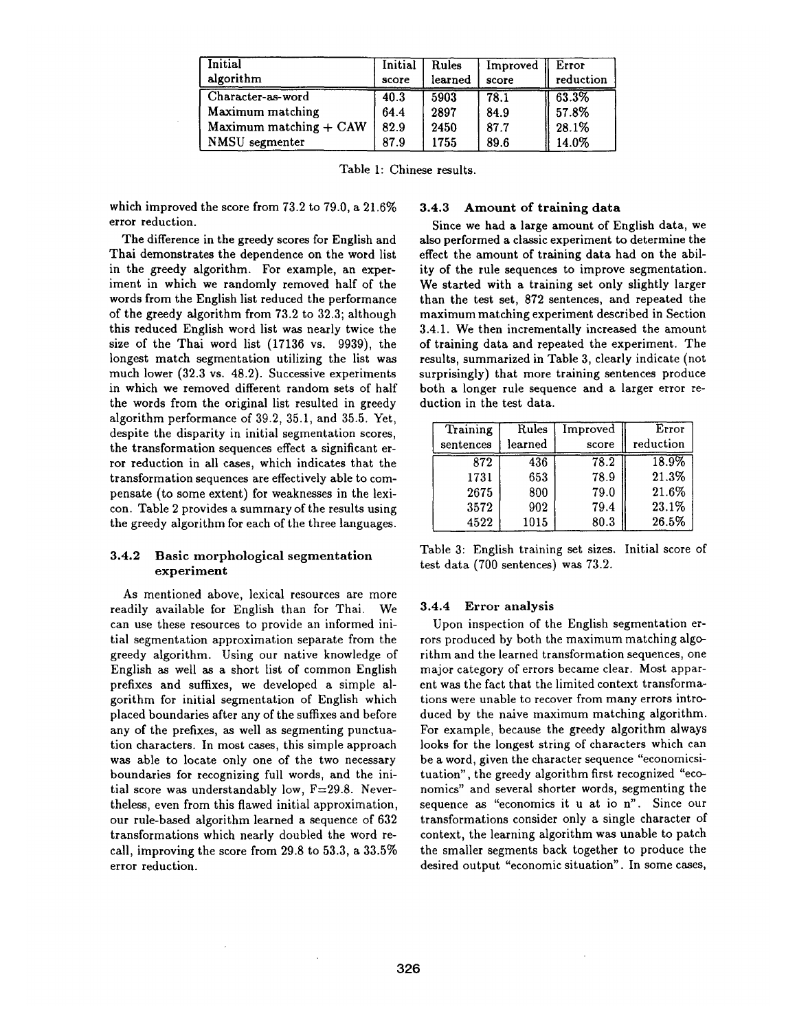| Initial algorithm | Initial score | Rules learned | Improved score | Error reduction |
|---|---|---|---|---|
| Character-as-word | 40.3 | 5903 | 78.1 | 63.3% |
| Maximum matching | 64.4 | 2897 | 84.9 | 57.8% |
| Maximum matching + CAW | 82.9 | 2450 | 87.7 | 28.1% |
| NMSU segmenter | 87.9 | 1755 | 89.6 | 14.0% |

Table 1: Chinese results.

which improved the score from 73.2 to 79.0, a 21.6% error reduction.

The difference in the greedy scores for English and Thai demonstrates the dependence on the word list in the greedy algorithm. For example, an experiment in which we randomly removed half of the words from the English list reduced the performance of the greedy algorithm from 73.2 to 32.3; although this reduced English word list was nearly twice the size of the Thai word list (17136 vs. 9939), the longest match segmentation utilizing the list was much lower (32.3 vs. 48.2). Successive experiments in which we removed different random sets of half the words from the original list resulted in greedy algorithm performance of 39.2, 35.1, and 35.5. Yet, despite the disparity in initial segmentation scores, the transformation sequences effect a significant error reduction in all cases, which indicates that the transformation sequences are effectively able to compensate (to some extent) for weaknesses in the lexicon. Table 2 provides a summary of the results using the greedy algorithm for each of the three languages.

### 3.4.2 Basic morphological segmentation experiment

As mentioned above, lexical resources are more readily available for English than for Thai. We can use these resources to provide an informed initial segmentation approximation separate from the greedy algorithm. Using our native knowledge of English as well as a short list of common English prefixes and suffixes, we developed a simple algorithm for initial segmentation of English which placed boundaries after any of the suffixes and before any of the prefixes, as well as segmenting punctuation characters. In most cases, this simple approach was able to locate only one of the two necessary boundaries for recognizing full words, and the initial score was understandably low, F=29.8. Nevertheless, even from this flawed initial approximation, our rule-based algorithm learned a sequence of 632 transformations which nearly doubled the word recall, improving the score from 29.8 to 53.3, a 33.5% error reduction.

### 3.4.3 Amount of training data

Since we had a large amount of English data, we also performed a classic experiment to determine the effect the amount of training data had on the ability of the rule sequences to improve segmentation. We started with a training set only slightly larger than the test set, 872 sentences, and repeated the maximum matching experiment described in Section 3.4.1. We then incrementally increased the amount of training data and repeated the experiment. The results, summarized in Table 3, clearly indicate (not surprisingly) that more training sentences produce both a longer rule sequence and a larger error reduction in the test data.

| Training sentences | Rules learned | Improved score | Error reduction |
|---|---|---|---|
| 872 | 436 | 78.2 | 18.9% |
| 1731 | 653 | 78.9 | 21.3% |
| 2675 | 800 | 79.0 | 21.6% |
| 3572 | 902 | 79.4 | 23.1% |
| 4522 | 1015 | 80.3 | 26.5% |

Table 3: English training set sizes. Initial score of test data (700 sentences) was 73.2.

### 3.4.4 Error analysis

Upon inspection of the English segmentation errors produced by both the maximum matching algorithm and the learned transformation sequences, one major category of errors became clear. Most apparent was the fact that the limited context transformations were unable to recover from many errors introduced by the naive maximum matching algorithm. For example, because the greedy algorithm always looks for the longest string of characters which can be a word, given the character sequence "economicsituation", the greedy algorithm first recognized "economics" and several shorter words, segmenting the sequence as "economics it u at io n". Since our transformations consider only a single character of context, the learning algorithm was unable to patch the smaller segments back together to produce the desired output "economic situation". In some cases,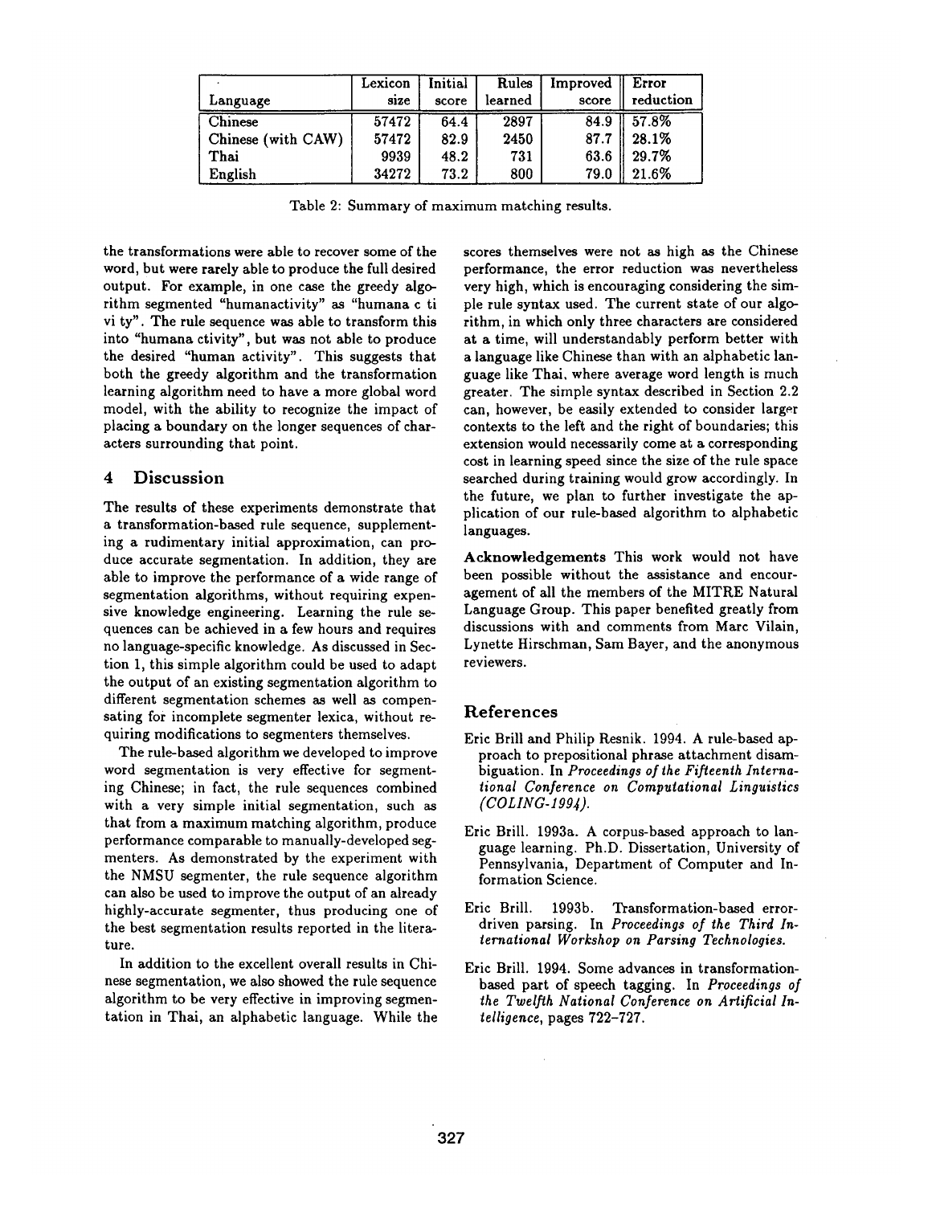| Language | Lexicon size | Initial score | Rules learned | Improved score | Error reduction |
|---|---|---|---|---|---|
| Chinese | 57472 | 64.4 | 2897 | 84.9 | 57.8% |
| Chinese (with CAW) | 57472 | 82.9 | 2450 | 87.7 | 28.1% |
| Thai | 9939 | 48.2 | 731 | 63.6 | 29.7% |
| English | 34272 | 73.2 | 800 | 79.0 | 21.6% |

Table 2: Summary of maximum matching results.

the transformations were able to recover some of the word, but were rarely able to produce the full desired output. For example, in one case the greedy algorithm segmented "humanactivity" as "humana c ti vi ty". The rule sequence was able to transform this into "humana ctivity", but was not able to produce the desired "human activity". This suggests that both the greedy algorithm and the transformation learning algorithm need to have a more global word model, with the ability to recognize the impact of placing a boundary on the longer sequences of characters surrounding that point.

## 4 Discussion

The results of these experiments demonstrate that a transformation-based rule sequence, supplementing a rudimentary initial approximation, can produce accurate segmentation. In addition, they are able to improve the performance of a wide range of segmentation algorithms, without requiring expensive knowledge engineering. Learning the rule sequences can be achieved in a few hours and requires no language-specific knowledge. As discussed in Section 1, this simple algorithm could be used to adapt the output of an existing segmentation algorithm to different segmentation schemes as well as compensating for incomplete segmenter lexica, without requiring modifications to segmenters themselves.

The rule-based algorithm we developed to improve word segmentation is very effective for segmenting Chinese; in fact, the rule sequences combined with a very simple initial segmentation, such as that from a maximum matching algorithm, produce performance comparable to manually-developed segmenters. As demonstrated by the experiment with the NMSU segmenter, the rule sequence algorithm can also be used to improve the output of an already highly-accurate segmenter, thus producing one of the best segmentation results reported in the literature.

In addition to the excellent overall results in Chinese segmentation, we also showed the rule sequence algorithm to be very effective in improving segmentation in Thai, an alphabetic language. While the scores themselves were not as high as the Chinese performance, the error reduction was nevertheless very high, which is encouraging considering the simple rule syntax used. The current state of our algorithm, in which only three characters are considered at a time, will understandably perform better with a language like Chinese than with an alphabetic language like Thai, where average word length is much greater. The simple syntax described in Section 2.2 can, however, be easily extended to consider larger contexts to the left and the right of boundaries; this extension would necessarily come at a corresponding cost in learning speed since the size of the rule space searched during training would grow accordingly. In the future, we plan to further investigate the application of our rule-based algorithm to alphabetic languages.

**Acknowledgements** This work would not have been possible without the assistance and encouragement of all the members of the MITRE Natural Language Group. This paper benefited greatly from discussions with and comments from Marc Vilain, Lynette Hirschman, Sam Bayer, and the anonymous reviewers.

## References

Eric Brill and Philip Resnik. 1994. A rule-based approach to prepositional phrase attachment disambiguation. In *Proceedings of the Fifteenth International Conference on Computational Linguistics (COLING-1994)*.

Eric Brill. 1993a. A corpus-based approach to language learning. Ph.D. Dissertation, University of Pennsylvania, Department of Computer and Information Science.

Eric Brill. 1993b. Transformation-based error-driven parsing. In *Proceedings of the Third International Workshop on Parsing Technologies*.

Eric Brill. 1994. Some advances in transformation-based part of speech tagging. In *Proceedings of the Twelfth National Conference on Artificial Intelligence*, pages 722–727.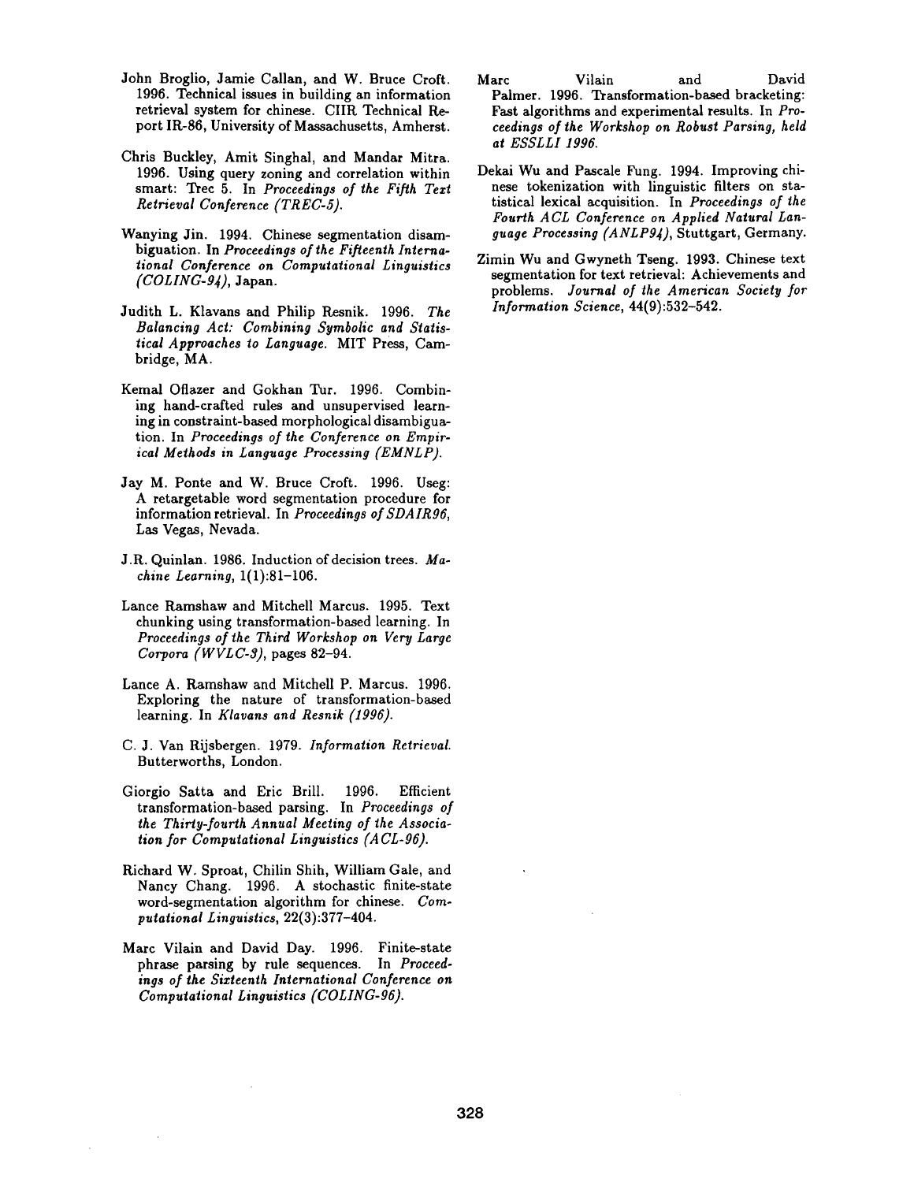John Broglio, Jamie Callan, and W. Bruce Croft. 1996. Technical issues in building an information retrieval system for chinese. CIIR Technical Report IR-86, University of Massachusetts, Amherst.

Chris Buckley, Amit Singhal, and Mandar Mitra. 1996. Using query zoning and correlation within smart: Trec 5. In *Proceedings of the Fifth Text Retrieval Conference (TREC-5)*.

Wanying Jin. 1994. Chinese segmentation disambiguation. In *Proceedings of the Fifteenth International Conference on Computational Linguistics (COLING-94)*, Japan.

Judith L. Klavans and Philip Resnik. 1996. *The Balancing Act: Combining Symbolic and Statistical Approaches to Language*. MIT Press, Cambridge, MA.

Kemal Oflazer and Gokhan Tur. 1996. Combining hand-crafted rules and unsupervised learning in constraint-based morphological disambiguation. In *Proceedings of the Conference on Empirical Methods in Language Processing (EMNLP)*.

Jay M. Ponte and W. Bruce Croft. 1996. Useg: A retargetable word segmentation procedure for information retrieval. In *Proceedings of SDAIR96*, Las Vegas, Nevada.

J.R. Quinlan. 1986. Induction of decision trees. *Machine Learning*, 1(1):81–106.

Lance Ramshaw and Mitchell Marcus. 1995. Text chunking using transformation-based learning. In *Proceedings of the Third Workshop on Very Large Corpora (WVLC-3)*, pages 82–94.

Lance A. Ramshaw and Mitchell P. Marcus. 1996. Exploring the nature of transformation-based learning. In *Klavans and Resnik (1996)*.

C. J. Van Rijsbergen. 1979. *Information Retrieval*. Butterworths, London.

Giorgio Satta and Eric Brill. 1996. Efficient transformation-based parsing. In *Proceedings of the Thirty-fourth Annual Meeting of the Association for Computational Linguistics (ACL-96)*.

Richard W. Sproat, Chilin Shih, William Gale, and Nancy Chang. 1996. A stochastic finite-state word-segmentation algorithm for chinese. *Computational Linguistics*, 22(3):377–404.

Marc Vilain and David Day. 1996. Finite-state phrase parsing by rule sequences. In *Proceedings of the Sixteenth International Conference on Computational Linguistics (COLING-96)*.

Marc Vilain and David Palmer. 1996. Transformation-based bracketing: Fast algorithms and experimental results. In *Proceedings of the Workshop on Robust Parsing, held at ESSLLI 1996*.

Dekai Wu and Pascale Fung. 1994. Improving chinese tokenization with linguistic filters on statistical lexical acquisition. In *Proceedings of the Fourth ACL Conference on Applied Natural Language Processing (ANLP94)*, Stuttgart, Germany.

Zimin Wu and Gwyneth Tseng. 1993. Chinese text segmentation for text retrieval: Achievements and problems. *Journal of the American Society for Information Science*, 44(9):532–542.